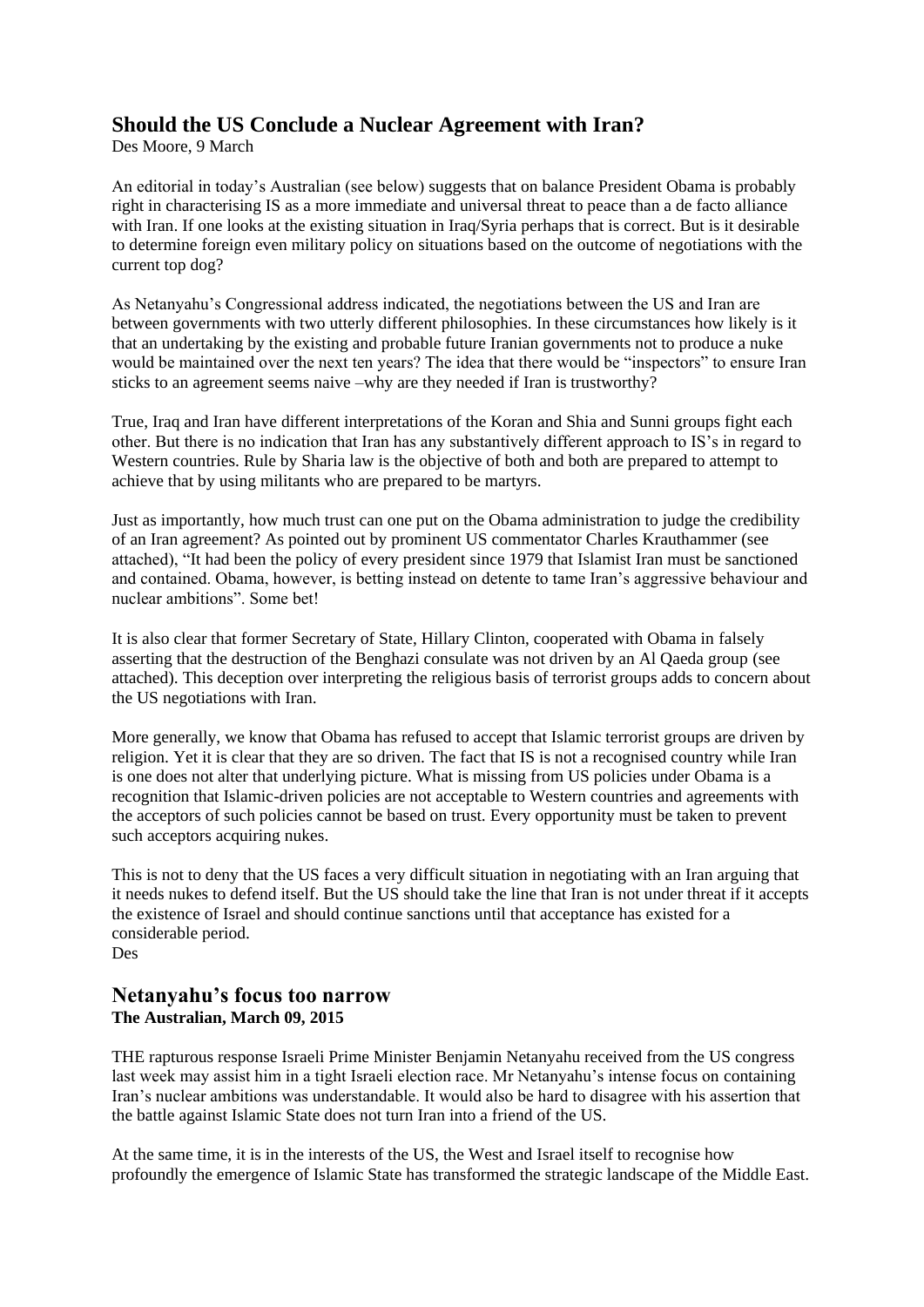## Should the US Conclude a Nuclear Agreement with Iran?

Des Moore, 9 March

An editorial in today's Australian (see below) suggests that on balance President Obama is probably right in characterising IS as a more immediate and universal threat to peace than a de facto alliance with Iran. If one looks at the existing situation in Iraq/Syria perhaps that is correct. But is it desirable to determine foreign even military policy on situations based on the outcome of negotiations with the current top dog?

As Netanyahu's Congressional address indicated, the negotiations between the US and Iran are between governments with two utterly different philosophies. In these circumstances how likely is it that an undertaking by the existing and probable future Iranian governments not to produce a nuke would be maintained over the next ten years? The idea that there would be "inspectors" to ensure Iran sticks to an agreement seems naive –why are they needed if Iran is trustworthy?

True, Iraq and Iran have different interpretations of the Koran and Shia and Sunni groups fight each other. But there is no indication that Iran has any substantively different approach to IS's in regard to Western countries. Rule by Sharia law is the objective of both and both are prepared to attempt to achieve that by using militants who are prepared to be martyrs.

Just as importantly, how much trust can one put on the Obama administration to judge the credibility of an Iran agreement? As pointed out by prominent US commentator Charles Krauthammer (see attached), "It had been the policy of every president since 1979 that Islamist Iran must be sanctioned and contained. Obama, however, is betting instead on detente to tame Iran's aggressive behaviour and nuclear ambitions". Some bet!

It is also clear that former Secretary of State, Hillary Clinton, cooperated with Obama in falsely asserting that the destruction of the Benghazi consulate was not driven by an Al Qaeda group (see attached). This deception over interpreting the religious basis of terrorist groups adds to concern about the US negotiations with Iran.

More generally, we know that Obama has refused to accept that Islamic terrorist groups are driven by religion. Yet it is clear that they are so driven. The fact that IS is not a recognised country while Iran is one does not alter that underlying picture. What is missing from US policies under Obama is a recognition that Islamic-driven policies are not acceptable to Western countries and agreements with the acceptors of such policies cannot be based on trust. Every opportunity must be taken to prevent such acceptors acquiring nukes.

This is not to deny that the US faces a very difficult situation in negotiating with an Iran arguing that it needs nukes to defend itself. But the US should take the line that Iran is not under threat if it accepts the existence of Israel and should continue sanctions until that acceptance has existed for a considerable period.

Des

## Netanyahu's focus too narrow

**The Australian, March 09, 2015**

THE rapturous response Israeli Prime Minister Benjamin Netanyahu received from the US congress last week may assist him in a tight Israeli election race. Mr Netanyahu's intense focus on containing Iran's nuclear ambitions was understandable. It would also be hard to disagree with his assertion that the battle against Islamic State does not turn Iran into a friend of the US.

At the same time, it is in the interests of the US, the West and Israel itself to recognise how profoundly the emergence of Islamic State has transformed the strategic landscape of the Middle East.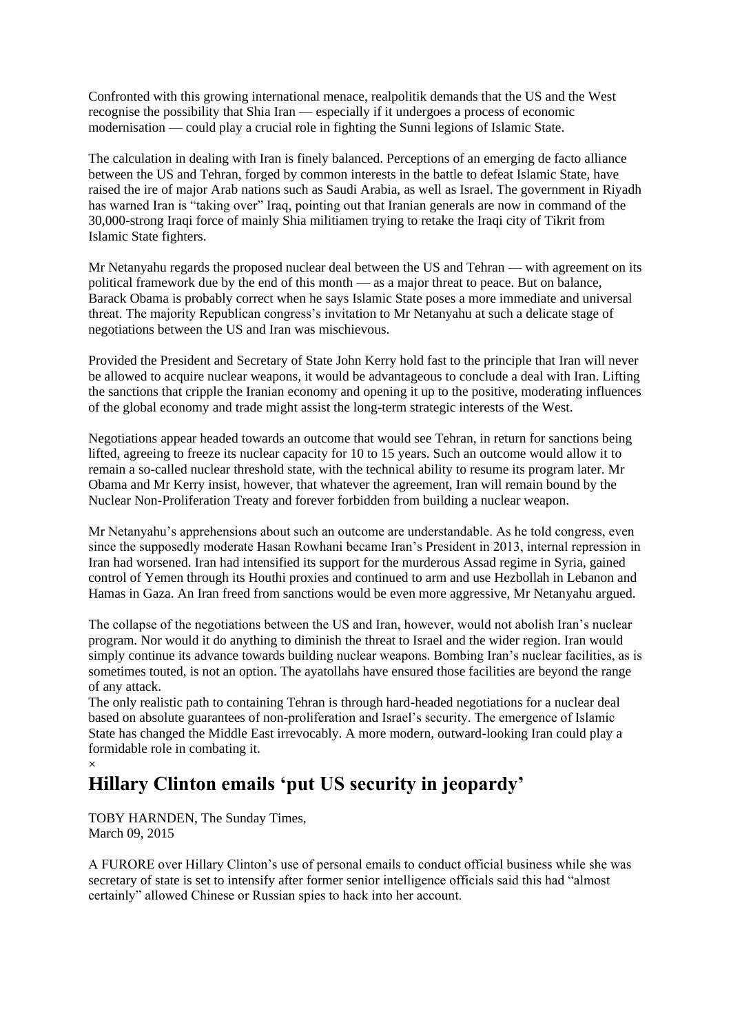Confronted with this growing international menace, realpolitik demands that the US and the West recognise the possibility that Shia Iran — especially if it undergoes a process of economic modernisation — could play a crucial role in fighting the Sunni legions of Islamic State.

The calculation in dealing with Iran is finely balanced. Perceptions of an emerging de facto alliance between the US and Tehran, forged by common interests in the battle to defeat Islamic State, have raised the ire of major Arab nations such as Saudi Arabia, as well as Israel. The government in Riyadh has warned Iran is "taking over" Iraq, pointing out that Iranian generals are now in command of the 30,000-strong Iraqi force of mainly Shia militiamen trying to retake the Iraqi city of Tikrit from Islamic State fighters.

Mr Netanyahu regards the proposed nuclear deal between the US and Tehran — with agreement on its political framework due by the end of this month — as a major threat to peace. But on balance, Barack Obama is probably correct when he says Islamic State poses a more immediate and universal threat. The majority Republican congress's invitation to Mr Netanyahu at such a delicate stage of negotiations between the US and Iran was mischievous.

Provided the President and Secretary of State John Kerry hold fast to the principle that Iran will never be allowed to acquire nuclear weapons, it would be advantageous to conclude a deal with Iran. Lifting the sanctions that cripple the Iranian economy and opening it up to the positive, moderating influences of the global economy and trade might assist the long-term strategic interests of the West.

Negotiations appear headed towards an outcome that would see Tehran, in return for sanctions being lifted, agreeing to freeze its nuclear capacity for 10 to 15 years. Such an outcome would allow it to remain a so-called nuclear threshold state, with the technical ability to resume its program later. Mr Obama and Mr Kerry insist, however, that whatever the agreement, Iran will remain bound by the Nuclear Non-Proliferation Treaty and forever forbidden from building a nuclear weapon.

Mr Netanyahu's apprehensions about such an outcome are understandable. As he told congress, even since the supposedly moderate Hasan Rowhani became Iran's President in 2013, internal repression in Iran had worsened. Iran had intensified its support for the murderous Assad regime in Syria, gained control of Yemen through its Houthi proxies and continued to arm and use Hezbollah in Lebanon and Hamas in Gaza. An Iran freed from sanctions would be even more aggressive, Mr Netanyahu argued.

The collapse of the negotiations between the US and Iran, however, would not abolish Iran's nuclear program. Nor would it do anything to diminish the threat to Israel and the wider region. Iran would simply continue its advance towards building nuclear weapons. Bombing Iran's nuclear facilities, as is sometimes touted, is not an option. The ayatollahs have ensured those facilities are beyond the range of any attack.

The only realistic path to containing Tehran is through hard-headed negotiations for a nuclear deal based on absolute guarantees of non-proliferation and Israel's security. The emergence of Islamic State has changed the Middle East irrevocably. A more modern, outward-looking Iran could play a formidable role in combating it.

×

# Hillary Clinton emails 'put US security in jeopardy'

TOBY HARNDEN, The Sunday Times,
March 09, 2015

A FURORE over Hillary Clinton's use of personal emails to conduct official business while she was secretary of state is set to intensify after former senior intelligence officials said this had "almost certainly" allowed Chinese or Russian spies to hack into her account.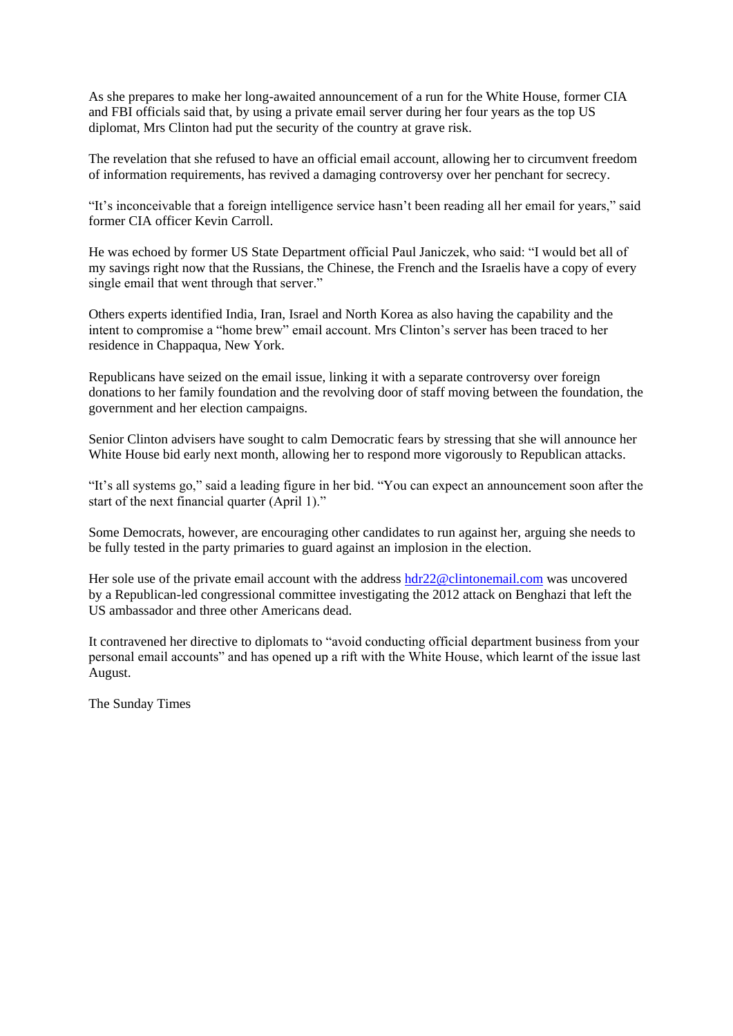As she prepares to make her long-awaited announcement of a run for the White House, former CIA and FBI officials said that, by using a private email server during her four years as the top US diplomat, Mrs Clinton had put the security of the country at grave risk.

The revelation that she refused to have an official email account, allowing her to circumvent freedom of information requirements, has revived a damaging controversy over her penchant for secrecy.

"It's inconceivable that a foreign intelligence service hasn't been reading all her email for years," said former CIA officer Kevin Carroll.

He was echoed by former US State Department official Paul Janiczek, who said: "I would bet all of my savings right now that the Russians, the Chinese, the French and the Israelis have a copy of every single email that went through that server."

Others experts identified India, Iran, Israel and North Korea as also having the capability and the intent to compromise a "home brew" email account. Mrs Clinton's server has been traced to her residence in Chappaqua, New York.

Republicans have seized on the email issue, linking it with a separate controversy over foreign donations to her family foundation and the revolving door of staff moving between the foundation, the government and her election campaigns.

Senior Clinton advisers have sought to calm Democratic fears by stressing that she will announce her White House bid early next month, allowing her to respond more vigorously to Republican attacks.

"It's all systems go," said a leading figure in her bid. "You can expect an announcement soon after the start of the next financial quarter (April 1)."

Some Democrats, however, are encouraging other candidates to run against her, arguing she needs to be fully tested in the party primaries to guard against an implosion in the election.

Her sole use of the private email account with the address hdr22@clintonemail.com was uncovered by a Republican-led congressional committee investigating the 2012 attack on Benghazi that left the US ambassador and three other Americans dead.

It contravened her directive to diplomats to "avoid conducting official department business from your personal email accounts" and has opened up a rift with the White House, which learnt of the issue last August.

The Sunday Times